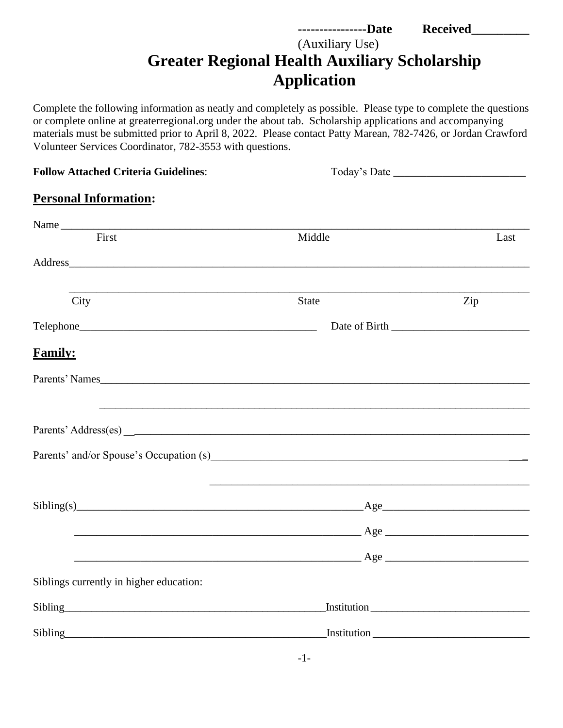----------------Date Received_________
(Auxiliary Use)

# Greater Regional Health Auxiliary Scholarship Application

Complete the following information as neatly and completely as possible. Please type to complete the questions or complete online at greaterregional.org under the about tab. Scholarship applications and accompanying materials must be submitted prior to April 8, 2022. Please contact Patty Marean, 782-7426, or Jordan Crawford Volunteer Services Coordinator, 782-3553 with questions.

**Follow Attached Criteria Guidelines**: Today's Date ________________________

## Personal Information:

Name ________________________________________________________________________
First Middle Last

Address______________________________________________________________________

_____________________________________________________________________________
City State Zip

Telephone___________________________________________ Date of Birth _________________________

## Family:

Parents' Names_______________________________________________________________

_____________________________________________________________________________

Parents' Address(es) __________________________________________________________

Parents' and/or Spouse's Occupation (s)__________________________________________

_____________________________________________________________________________

Sibling(s)_____________________________________________Age__________________________

_____________________________________________________ Age __________________________

_____________________________________________________ Age __________________________

Siblings currently in higher education:

Sibling_________________________________________________Institution _____________________________

Sibling_________________________________________________Institution _____________________________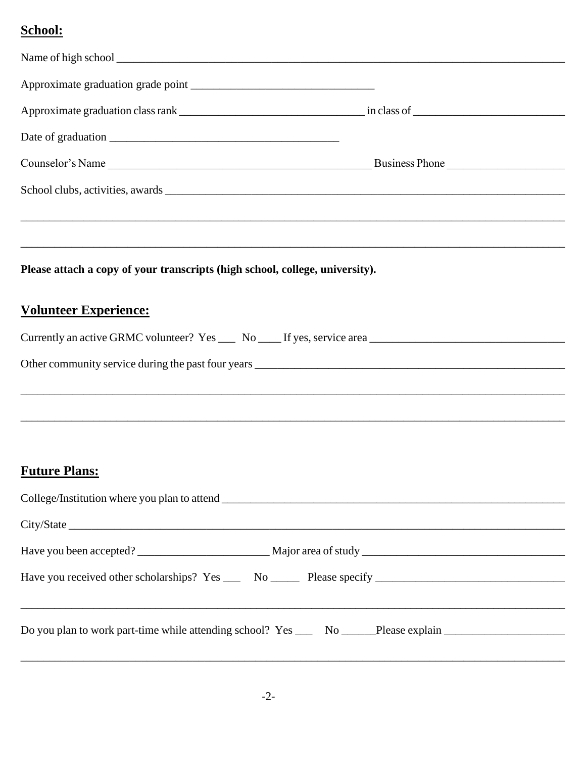## **School:**

Name of high school ______________________________________________________________________________

Approximate graduation grade point ________________________________

Approximate graduation class rank _________________________________ in class of ___________________________

Date of graduation ________________________________________

Counselor's Name _______________________________________________ Business Phone _____________________

School clubs, activities, awards ________________________________________________________________________

___________________________________________________________________________________________________

___________________________________________________________________________________________________

**Please attach a copy of your transcripts (high school, college, university).**

## **Volunteer Experience:**

Currently an active GRMC volunteer? Yes ___ No ____ If yes, service area ___________________________________

Other community service during the past four years _______________________________________________________

___________________________________________________________________________________________________

___________________________________________________________________________________________________

## **Future Plans:**

College/Institution where you plan to attend _____________________________________________________________

City/State ___________________________________________________________________________________________

Have you been accepted? _______________________ Major area of study ____________________________________

Have you received other scholarships? Yes ___ No _____ Please specify _________________________________

___________________________________________________________________________________________________

Do you plan to work part-time while attending school? Yes ___ No ______Please explain _____________________

___________________________________________________________________________________________________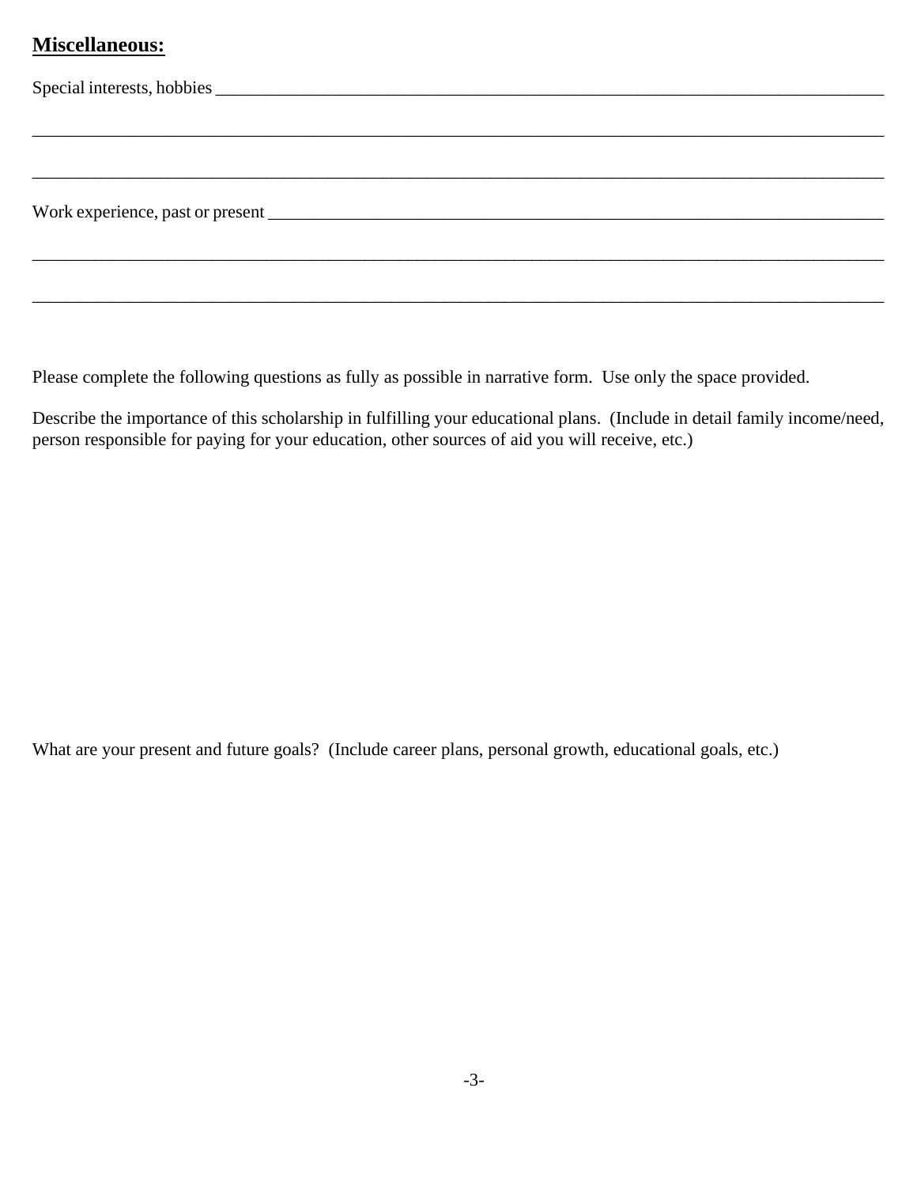## **Miscellaneous:**

Special interests, hobbies ___________________________________________________________________________

_____________________________________________________________________________________________________

_____________________________________________________________________________________________________

Work experience, past or present _____________________________________________________________________

_____________________________________________________________________________________________________

_____________________________________________________________________________________________________

Please complete the following questions as fully as possible in narrative form. Use only the space provided.

Describe the importance of this scholarship in fulfilling your educational plans. (Include in detail family income/need, person responsible for paying for your education, other sources of aid you will receive, etc.)

What are your present and future goals? (Include career plans, personal growth, educational goals, etc.)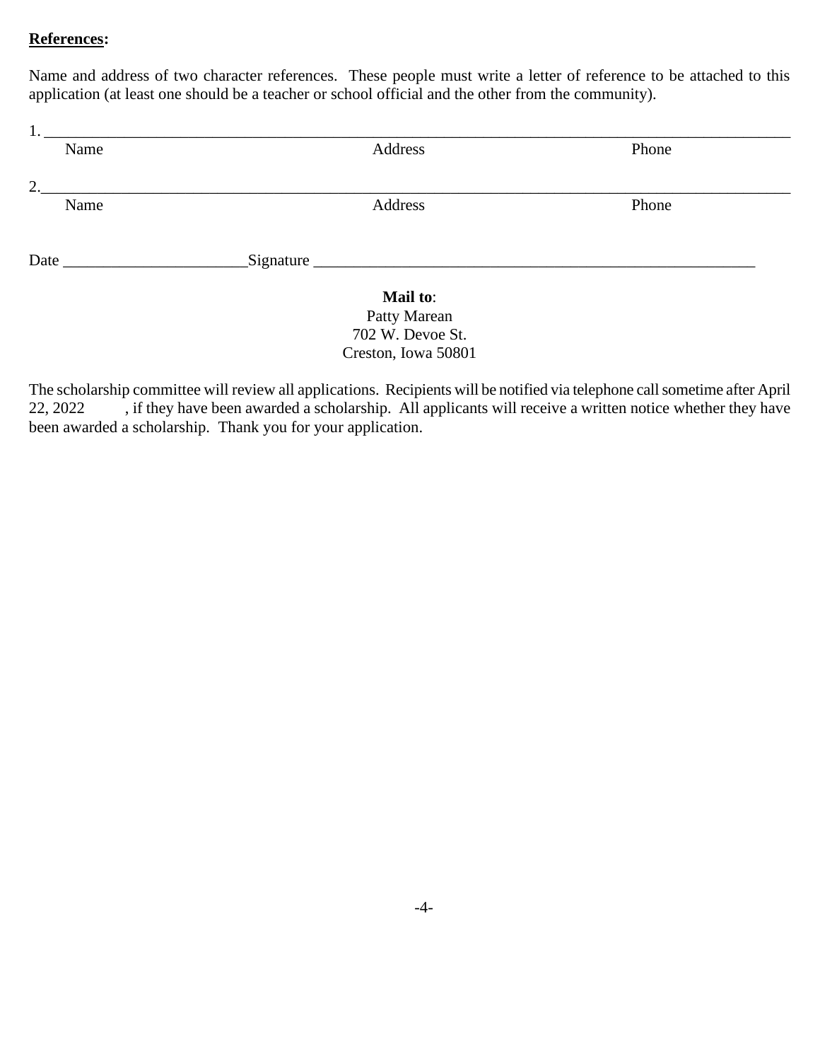**<u>References</u>:**

Name and address of two character references. These people must write a letter of reference to be attached to this application (at least one should be a teacher or school official and the other from the community).

1. ______________________________________________________________________________________
Name Address Phone

2. ______________________________________________________________________________________
Name Address Phone

Date _______________________ Signature ________________________________________________________

**Mail to**:
Patty Marean
702 W. Devoe St.
Creston, Iowa 50801

The scholarship committee will review all applications. Recipients will be notified via telephone call sometime after April 22, 2022 , if they have been awarded a scholarship. All applicants will receive a written notice whether they have been awarded a scholarship. Thank you for your application.